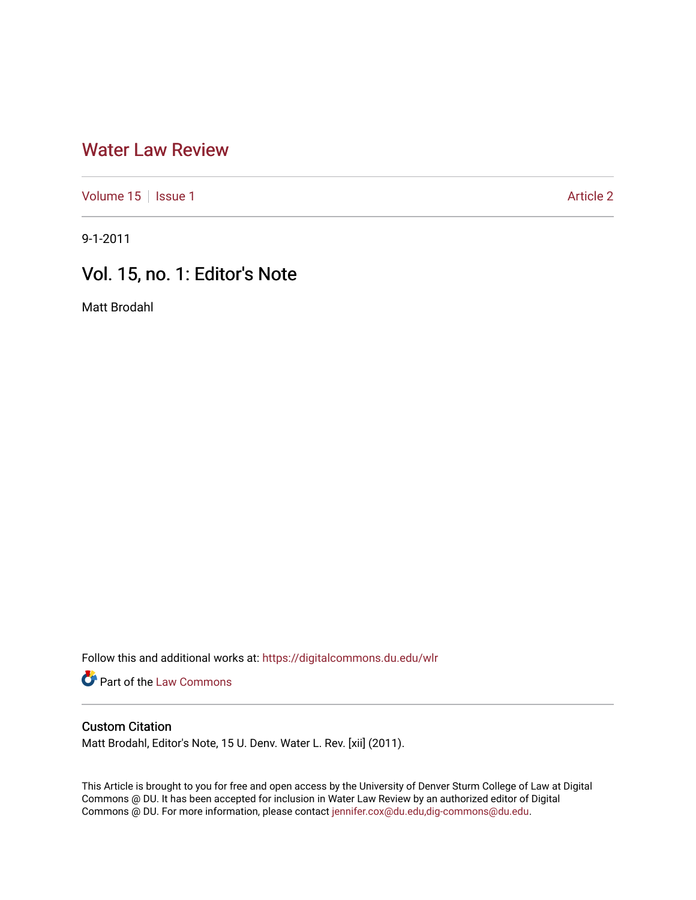# Water Law Review

Volume 15 | Issue 1 | Article 2

9-1-2011

## Vol. 15, no. 1: Editor's Note

Matt Brodahl

Follow this and additional works at: https://digitalcommons.du.edu/wlr

Part of the Law Commons

### Custom Citation

Matt Brodahl, Editor's Note, 15 U. Denv. Water L. Rev. [xii] (2011).

This Article is brought to you for free and open access by the University of Denver Sturm College of Law at Digital Commons @ DU. It has been accepted for inclusion in Water Law Review by an authorized editor of Digital Commons @ DU. For more information, please contact jennifer.cox@du.edu,dig-commons@du.edu.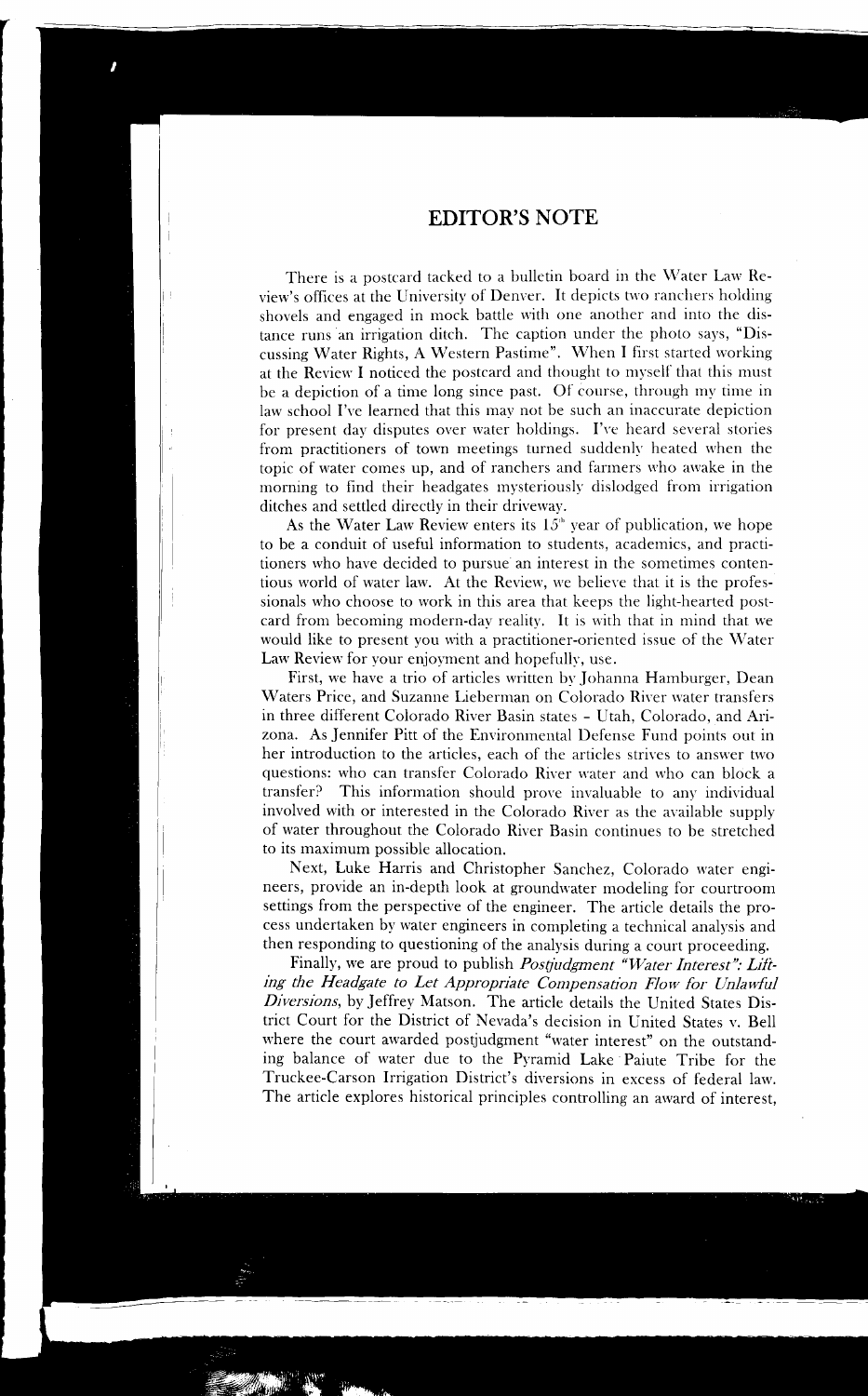# EDITOR'S NOTE

There is a postcard tacked to a bulletin board in the Water Law Review's offices at the University of Denver. It depicts two ranchers holding shovels and engaged in mock battle with one another and into the distance runs an irrigation ditch. The caption under the photo says, "Discussing Water Rights, A Western Pastime". When I first started working at the Review I noticed the postcard and thought to myself that this must be a depiction of a time long since past. Of course, through my time in law school I've learned that this may not be such an inaccurate depiction for present day disputes over water holdings. I've heard several stories from practitioners of town meetings turned suddenly heated when the topic of water comes up, and of ranchers and farmers who awake in the morning to find their headgates mysteriously dislodged from irrigation ditches and settled directly in their driveway.

As the Water Law Review enters its 15th year of publication, we hope to be a conduit of useful information to students, academics, and practitioners who have decided to pursue an interest in the sometimes contentious world of water law. At the Review, we believe that it is the professionals who choose to work in this area that keeps the light-hearted postcard from becoming modern-day reality. It is with that in mind that we would like to present you with a practitioner-oriented issue of the Water Law Review for your enjoyment and hopefully, use.

First, we have a trio of articles written by Johanna Hamburger, Dean Waters Price, and Suzanne Lieberman on Colorado River water transfers in three different Colorado River Basin states - Utah, Colorado, and Arizona. As Jennifer Pitt of the Environmental Defense Fund points out in her introduction to the articles, each of the articles strives to answer two questions: who can transfer Colorado River water and who can block a transfer? This information should prove invaluable to any individual involved with or interested in the Colorado River as the available supply of water throughout the Colorado River Basin continues to be stretched to its maximum possible allocation.

Next, Luke Harris and Christopher Sanchez, Colorado water engineers, provide an in-depth look at groundwater modeling for courtroom settings from the perspective of the engineer. The article details the process undertaken by water engineers in completing a technical analysis and then responding to questioning of the analysis during a court proceeding.

Finally, we are proud to publish *Postjudgment "Water Interest": Lifting the Headgate to Let Appropriate Compensation Flow for Unlawful Diversions*, by Jeffrey Matson. The article details the United States District Court for the District of Nevada's decision in United States v. Bell where the court awarded postjudgment "water interest" on the outstanding balance of water due to the Pyramid Lake Paiute Tribe for the Truckee-Carson Irrigation District's diversions in excess of federal law. The article explores historical principles controlling an award of interest,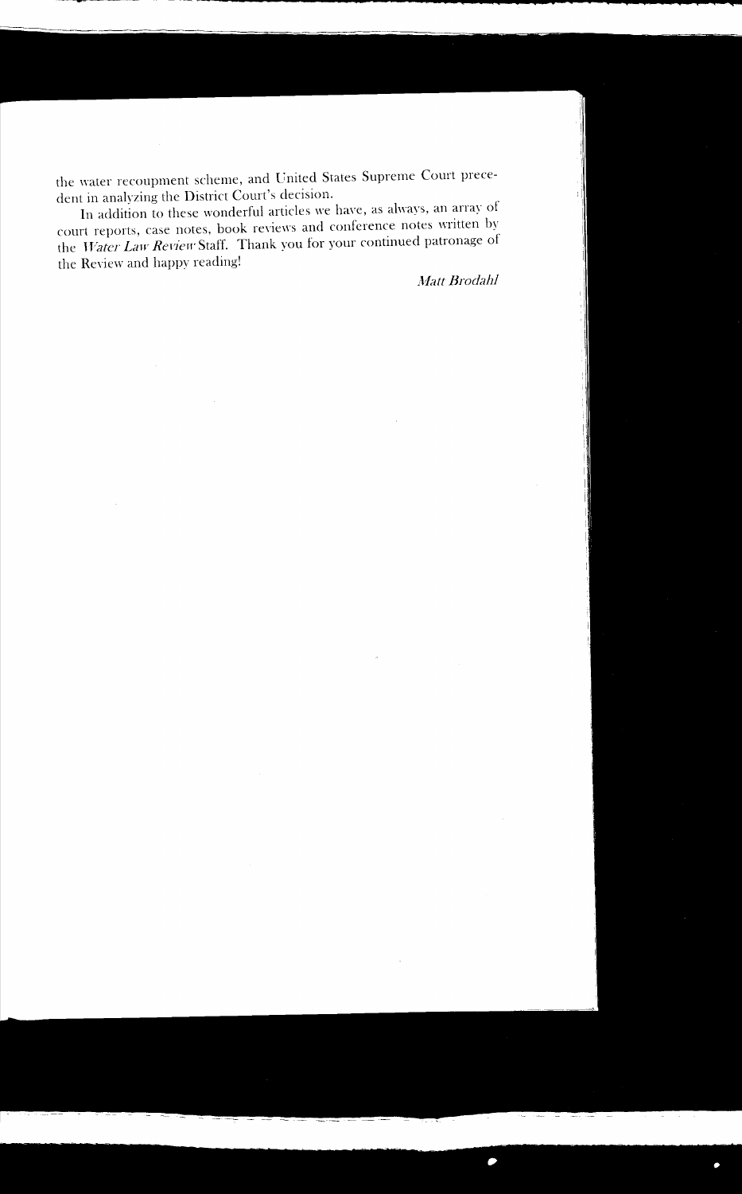the water recoupment scheme, and United States Supreme Court precedent in analyzing the District Court's decision.

In addition to these wonderful articles we have, as always, an array of court reports, case notes, book reviews and conference notes written by the *Water Law Review* Staff. Thank you for your continued patronage of the Review and happy reading!

*Matt Brodahl*